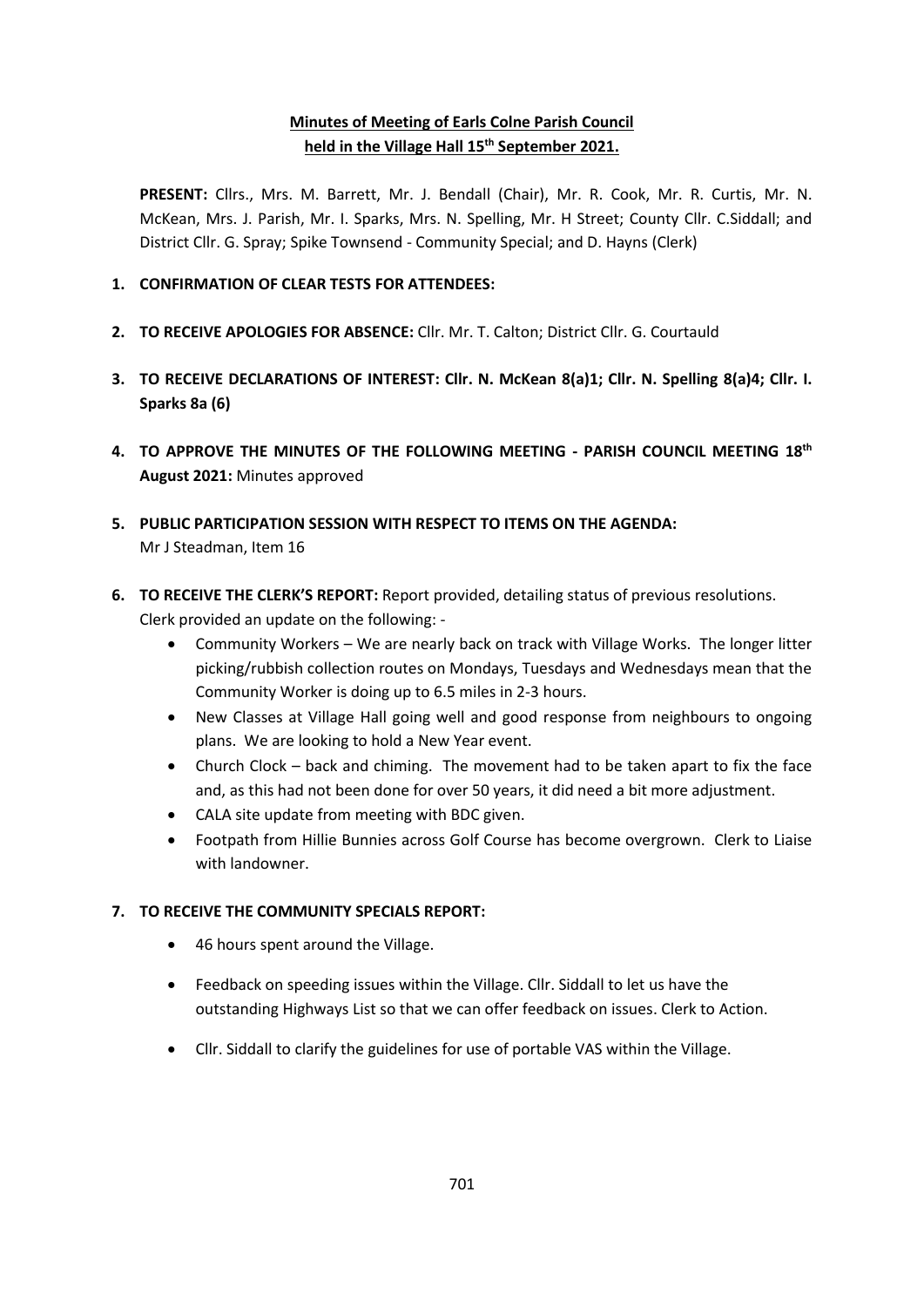**Minutes of Meeting of Earls Colne Parish Council held in the Village Hall 15th September 2021.**

**PRESENT:** Cllrs., Mrs. M. Barrett, Mr. J. Bendall (Chair), Mr. R. Cook, Mr. R. Curtis, Mr. N. McKean, Mrs. J. Parish, Mr. I. Sparks, Mrs. N. Spelling, Mr. H Street; County Cllr. C.Siddall; and District Cllr. G. Spray; Spike Townsend - Community Special; and D. Hayns (Clerk)

1. **CONFIRMATION OF CLEAR TESTS FOR ATTENDEES:**
2. **TO RECEIVE APOLOGIES FOR ABSENCE:** Cllr. Mr. T. Calton; District Cllr. G. Courtauld
3. **TO RECEIVE DECLARATIONS OF INTEREST: Cllr. N. McKean 8(a)1; Cllr. N. Spelling 8(a)4; Cllr. I. Sparks 8a (6)**
4. **TO APPROVE THE MINUTES OF THE FOLLOWING MEETING - PARISH COUNCIL MEETING 18th August 2021:** Minutes approved
5. **PUBLIC PARTICIPATION SESSION WITH RESPECT TO ITEMS ON THE AGENDA:**
   Mr J Steadman, Item 16
6. **TO RECEIVE THE CLERK'S REPORT:** Report provided, detailing status of previous resolutions. Clerk provided an update on the following: -
   - Community Workers – We are nearly back on track with Village Works. The longer litter picking/rubbish collection routes on Mondays, Tuesdays and Wednesdays mean that the Community Worker is doing up to 6.5 miles in 2-3 hours.
   - New Classes at Village Hall going well and good response from neighbours to ongoing plans. We are looking to hold a New Year event.
   - Church Clock – back and chiming. The movement had to be taken apart to fix the face and, as this had not been done for over 50 years, it did need a bit more adjustment.
   - CALA site update from meeting with BDC given.
   - Footpath from Hillie Bunnies across Golf Course has become overgrown. Clerk to Liaise with landowner.
7. **TO RECEIVE THE COMMUNITY SPECIALS REPORT:**
   - 46 hours spent around the Village.
   - Feedback on speeding issues within the Village. Cllr. Siddall to let us have the outstanding Highways List so that we can offer feedback on issues. Clerk to Action.
   - Cllr. Siddall to clarify the guidelines for use of portable VAS within the Village.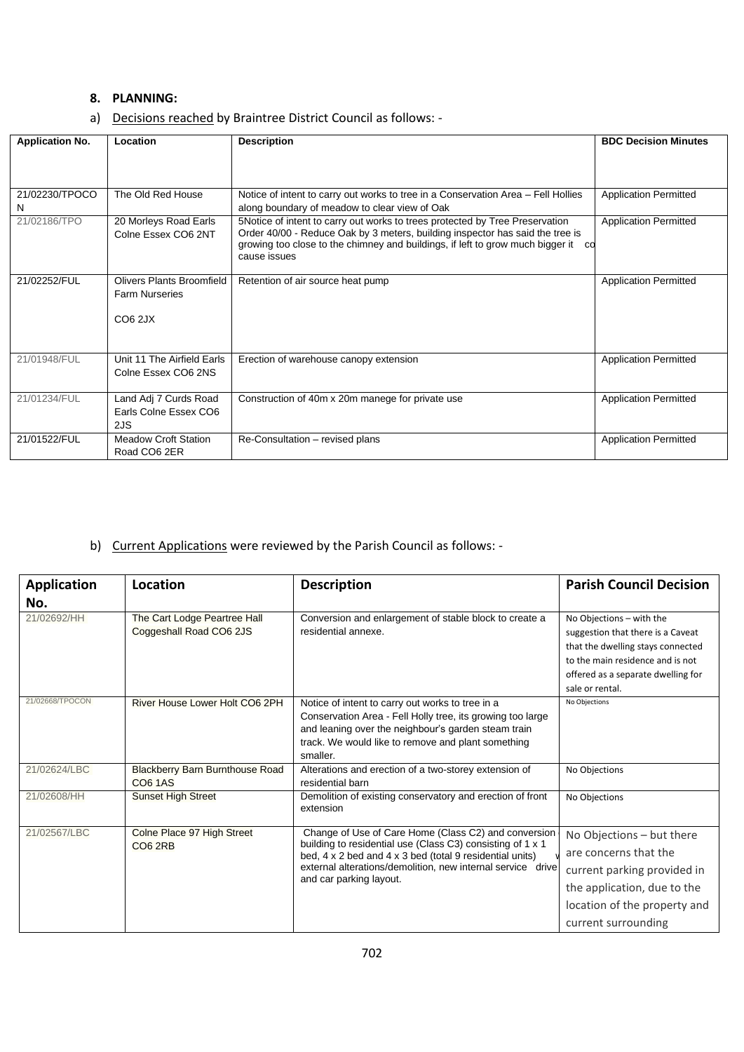## 8. PLANNING:

a) Decisions reached by Braintree District Council as follows: -

| Application No. | Location | Description | BDC Decision Minutes |
|---|---|---|---|
| 21/02230/TPOCON | The Old Red House | Notice of intent to carry out works to tree in a Conservation Area – Fell Hollies along boundary of meadow to clear view of Oak | Application Permitted |
| 21/02186/TPO | 20 Morleys Road Earls Colne Essex CO6 2NT | 5Notice of intent to carry out works to trees protected by Tree Preservation Order 40/00 - Reduce Oak by 3 meters, building inspector has said the tree is growing too close to the chimney and buildings, if left to grow much bigger it co cause issues | Application Permitted |
| 21/02252/FUL | Olivers Plants Broomfield Farm Nurseries CO6 2JX | Retention of air source heat pump | Application Permitted |
| 21/01948/FUL | Unit 11 The Airfield Earls Colne Essex CO6 2NS | Erection of warehouse canopy extension | Application Permitted |
| 21/01234/FUL | Land Adj 7 Curds Road Earls Colne Essex CO6 2JS | Construction of 40m x 20m manege for private use | Application Permitted |
| 21/01522/FUL | Meadow Croft Station Road CO6 2ER | Re-Consultation – revised plans | Application Permitted |

b) Current Applications were reviewed by the Parish Council as follows: -

| Application No. | Location | Description | Parish Council Decision |
|---|---|---|---|
| 21/02692/HH | The Cart Lodge Peartree Hall Coggeshall Road CO6 2JS | Conversion and enlargement of stable block to create a residential annexe. | No Objections – with the suggestion that there is a Caveat that the dwelling stays connected to the main residence and is not offered as a separate dwelling for sale or rental. |
| 21/02668/TPOCON | River House Lower Holt CO6 2PH | Notice of intent to carry out works to tree in a Conservation Area - Fell Holly tree, its growing too large and leaning over the neighbour's garden steam train track. We would like to remove and plant something smaller. | No Objections |
| 21/02624/LBC | Blackberry Barn Burnthouse Road CO6 1AS | Alterations and erection of a two-storey extension of residential barn | No Objections |
| 21/02608/HH | Sunset High Street | Demolition of existing conservatory and erection of front extension | No Objections |
| 21/02567/LBC | Colne Place 97 High Street CO6 2RB | Change of Use of Care Home (Class C2) and conversion building to residential use (Class C3) consisting of 1 x 1 bed, 4 x 2 bed and 4 x 3 bed (total 9 residential units) w external alterations/demolition, new internal service drive and car parking layout. | No Objections – but there are concerns that the current parking provided in the application, due to the location of the property and current surrounding |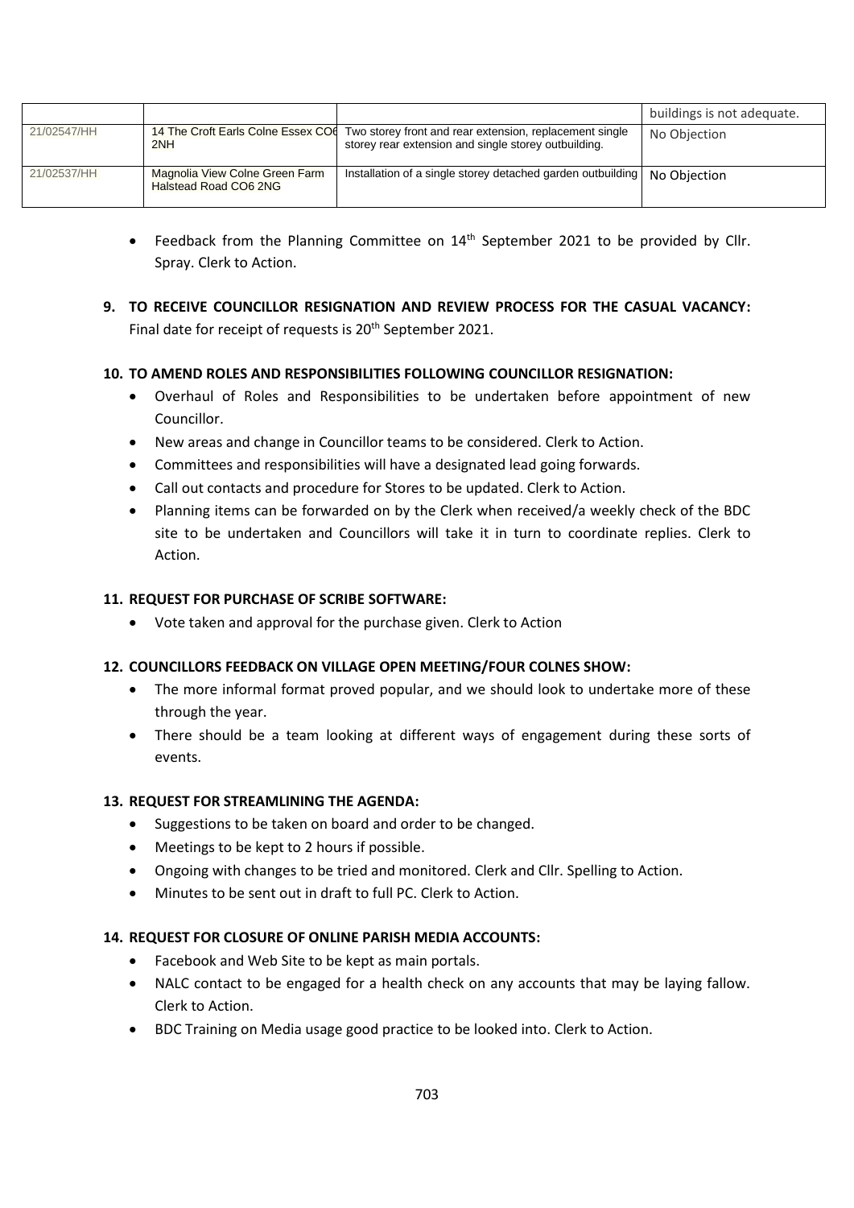| | | | |
|---|---|---|---|
| | | | buildings is not adequate. |
| 21/02547/HH | 14 The Croft Earls Colne Essex CO6 2NH | Two storey front and rear extension, replacement single storey rear extension and single storey outbuilding. | No Objection |
| 21/02537/HH | Magnolia View Colne Green Farm Halstead Road CO6 2NG | Installation of a single storey detached garden outbuilding | No Objection |

- Feedback from the Planning Committee on 14th September 2021 to be provided by Cllr. Spray. Clerk to Action.

**9. TO RECEIVE COUNCILLOR RESIGNATION AND REVIEW PROCESS FOR THE CASUAL VACANCY:**
Final date for receipt of requests is 20th September 2021.

**10. TO AMEND ROLES AND RESPONSIBILITIES FOLLOWING COUNCILLOR RESIGNATION:**

- Overhaul of Roles and Responsibilities to be undertaken before appointment of new Councillor.
- New areas and change in Councillor teams to be considered. Clerk to Action.
- Committees and responsibilities will have a designated lead going forwards.
- Call out contacts and procedure for Stores to be updated. Clerk to Action.
- Planning items can be forwarded on by the Clerk when received/a weekly check of the BDC site to be undertaken and Councillors will take it in turn to coordinate replies. Clerk to Action.

**11. REQUEST FOR PURCHASE OF SCRIBE SOFTWARE:**

- Vote taken and approval for the purchase given. Clerk to Action

**12. COUNCILLORS FEEDBACK ON VILLAGE OPEN MEETING/FOUR COLNES SHOW:**

- The more informal format proved popular, and we should look to undertake more of these through the year.
- There should be a team looking at different ways of engagement during these sorts of events.

**13. REQUEST FOR STREAMLINING THE AGENDA:**

- Suggestions to be taken on board and order to be changed.
- Meetings to be kept to 2 hours if possible.
- Ongoing with changes to be tried and monitored. Clerk and Cllr. Spelling to Action.
- Minutes to be sent out in draft to full PC. Clerk to Action.

**14. REQUEST FOR CLOSURE OF ONLINE PARISH MEDIA ACCOUNTS:**

- Facebook and Web Site to be kept as main portals.
- NALC contact to be engaged for a health check on any accounts that may be laying fallow. Clerk to Action.
- BDC Training on Media usage good practice to be looked into. Clerk to Action.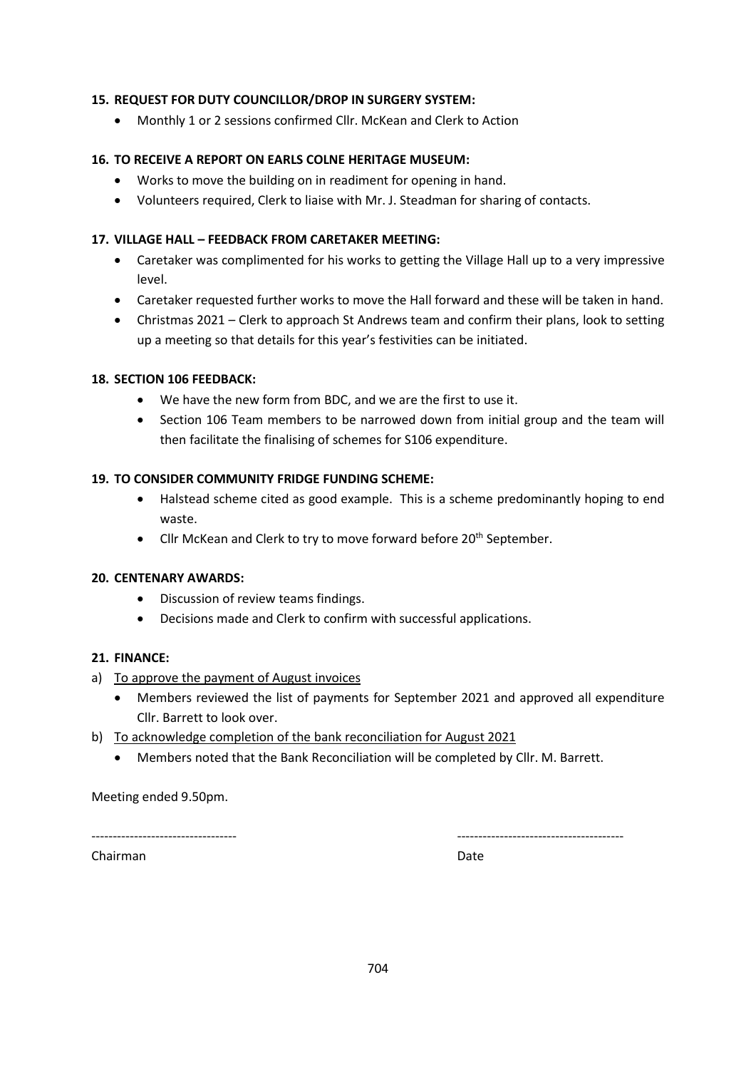**15. REQUEST FOR DUTY COUNCILLOR/DROP IN SURGERY SYSTEM:**

- Monthly 1 or 2 sessions confirmed Cllr. McKean and Clerk to Action

**16. TO RECEIVE A REPORT ON EARLS COLNE HERITAGE MUSEUM:**

- Works to move the building on in readiment for opening in hand.
- Volunteers required, Clerk to liaise with Mr. J. Steadman for sharing of contacts.

**17. VILLAGE HALL – FEEDBACK FROM CARETAKER MEETING:**

- Caretaker was complimented for his works to getting the Village Hall up to a very impressive level.
- Caretaker requested further works to move the Hall forward and these will be taken in hand.
- Christmas 2021 – Clerk to approach St Andrews team and confirm their plans, look to setting up a meeting so that details for this year's festivities can be initiated.

**18. SECTION 106 FEEDBACK:**

- We have the new form from BDC, and we are the first to use it.
- Section 106 Team members to be narrowed down from initial group and the team will then facilitate the finalising of schemes for S106 expenditure.

**19. TO CONSIDER COMMUNITY FRIDGE FUNDING SCHEME:**

- Halstead scheme cited as good example. This is a scheme predominantly hoping to end waste.
- Cllr McKean and Clerk to try to move forward before 20th September.

**20. CENTENARY AWARDS:**

- Discussion of review teams findings.
- Decisions made and Clerk to confirm with successful applications.

**21. FINANCE:**

a) To approve the payment of August invoices

- Members reviewed the list of payments for September 2021 and approved all expenditure Cllr. Barrett to look over.

b) To acknowledge completion of the bank reconciliation for August 2021

- Members noted that the Bank Reconciliation will be completed by Cllr. M. Barrett.

Meeting ended 9.50pm.

---------------------------------- ---------------------------------------

Chairman Date